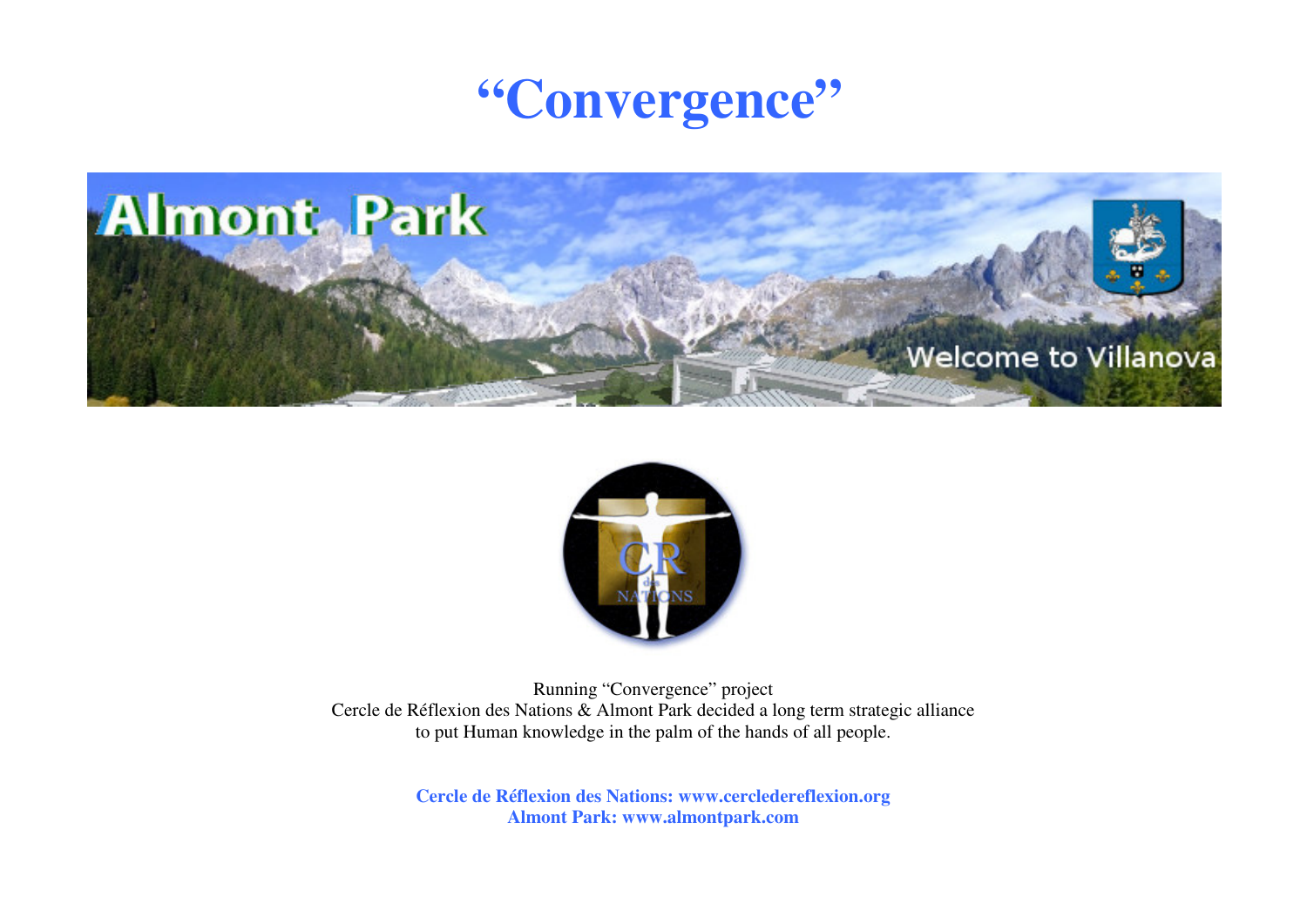# “Convergence”

Running “Convergence” project
Cercle de Réflexion des Nations & Almont Park decided a long term strategic alliance
to put Human knowledge in the palm of the hands of all people.

**Cercle de Réflexion des Nations: www.cercledereflexion.org**
**Almont Park: www.almontpark.com**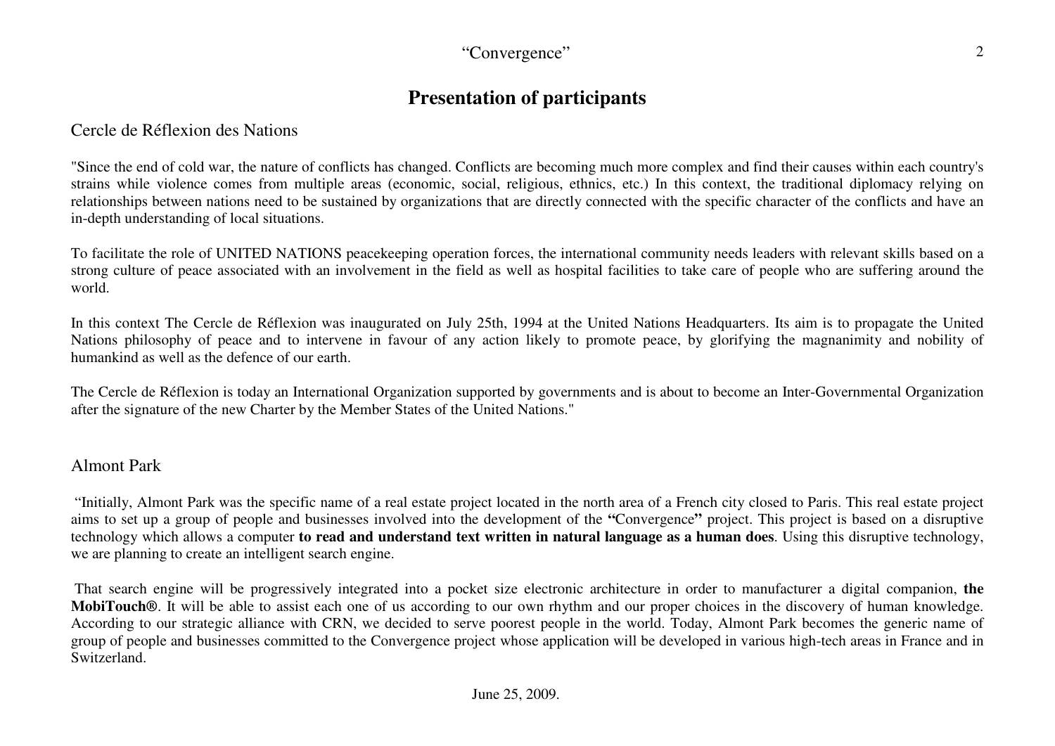# Presentation of participants

## Cercle de Réflexion des Nations

"Since the end of cold war, the nature of conflicts has changed. Conflicts are becoming much more complex and find their causes within each country's strains while violence comes from multiple areas (economic, social, religious, ethnics, etc.) In this context, the traditional diplomacy relying on relationships between nations need to be sustained by organizations that are directly connected with the specific character of the conflicts and have an in-depth understanding of local situations.

To facilitate the role of UNITED NATIONS peacekeeping operation forces, the international community needs leaders with relevant skills based on a strong culture of peace associated with an involvement in the field as well as hospital facilities to take care of people who are suffering around the world.

In this context The Cercle de Réflexion was inaugurated on July 25th, 1994 at the United Nations Headquarters. Its aim is to propagate the United Nations philosophy of peace and to intervene in favour of any action likely to promote peace, by glorifying the magnanimity and nobility of humankind as well as the defence of our earth.

The Cercle de Réflexion is today an International Organization supported by governments and is about to become an Inter-Governmental Organization after the signature of the new Charter by the Member States of the United Nations."

## Almont Park

"Initially, Almont Park was the specific name of a real estate project located in the north area of a French city closed to Paris. This real estate project aims to set up a group of people and businesses involved into the development of the **"**Convergence**"** project. This project is based on a disruptive technology which allows a computer **to read and understand text written in natural language as a human does**. Using this disruptive technology, we are planning to create an intelligent search engine.

That search engine will be progressively integrated into a pocket size electronic architecture in order to manufacturer a digital companion, **the MobiTouch®**. It will be able to assist each one of us according to our own rhythm and our proper choices in the discovery of human knowledge. According to our strategic alliance with CRN, we decided to serve poorest people in the world. Today, Almont Park becomes the generic name of group of people and businesses committed to the Convergence project whose application will be developed in various high-tech areas in France and in Switzerland.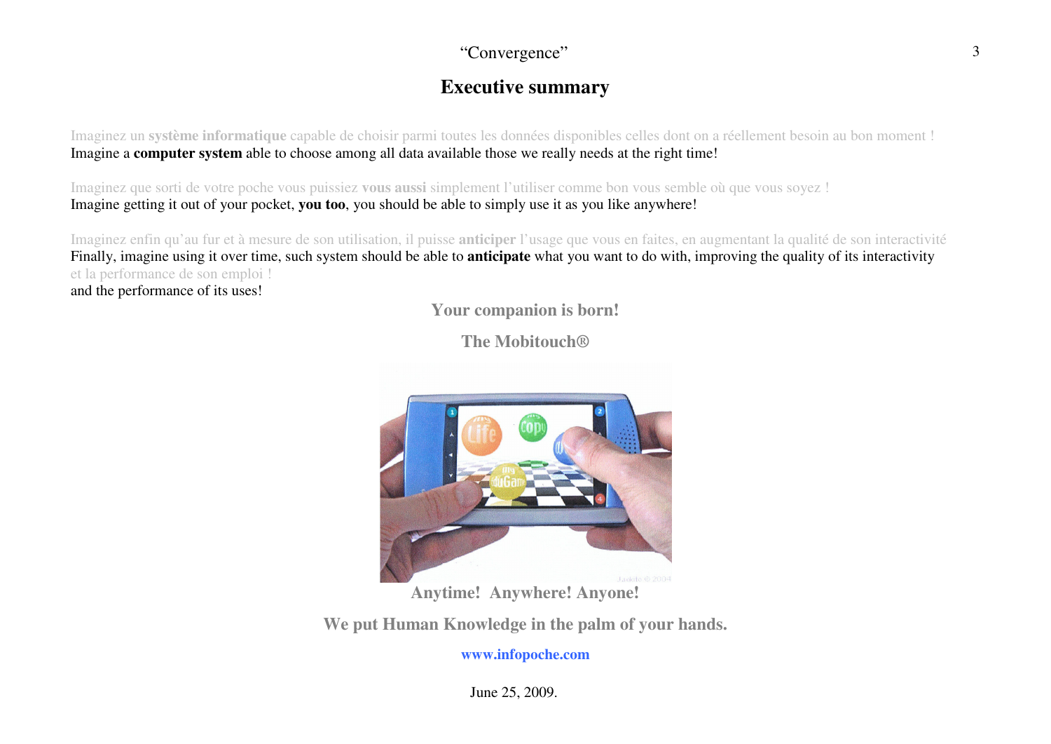"Convergence"

## Executive summary

Imaginez un **système informatique** capable de choisir parmi toutes les données disponibles celles dont on a réellement besoin au bon moment !
Imagine a **computer system** able to choose among all data available those we really needs at the right time!

Imaginez que sorti de votre poche vous puissiez **vous aussi** simplement l'utiliser comme bon vous semble où que vous soyez !
Imagine getting it out of your pocket, **you too**, you should be able to simply use it as you like anywhere!

Imaginez enfin qu'au fur et à mesure de son utilisation, il puisse **anticiper** l'usage que vous en faites, en augmentant la qualité de son interactivité
Finally, imagine using it over time, such system should be able to **anticipate** what you want to do with, improving the quality of its interactivity
et la performance de son emploi !
and the performance of its uses!

**Your companion is born!**

**The Mobitouch®**

**Anytime! Anywhere! Anyone!**

**We put Human Knowledge in the palm of your hands.**

**www.infopoche.com**

June 25, 2009.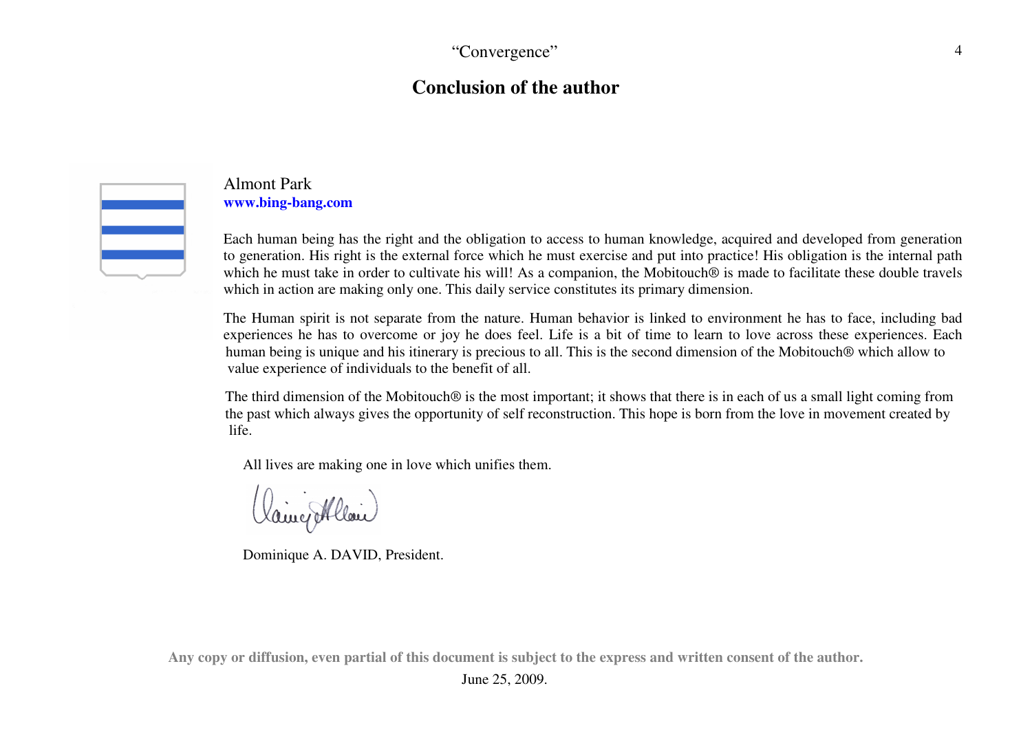## Conclusion of the author

Almont Park
**www.bing-bang.com**

Each human being has the right and the obligation to access to human knowledge, acquired and developed from generation to generation. His right is the external force which he must exercise and put into practice! His obligation is the internal path which he must take in order to cultivate his will! As a companion, the Mobitouch® is made to facilitate these double travels which in action are making only one. This daily service constitutes its primary dimension.

The Human spirit is not separate from the nature. Human behavior is linked to environment he has to face, including bad experiences he has to overcome or joy he does feel. Life is a bit of time to learn to love across these experiences. Each human being is unique and his itinerary is precious to all. This is the second dimension of the Mobitouch® which allow to value experience of individuals to the benefit of all.

The third dimension of the Mobitouch® is the most important; it shows that there is in each of us a small light coming from the past which always gives the opportunity of self reconstruction. This hope is born from the love in movement created by life.

All lives are making one in love which unifies them.

Dominique A. DAVID, President.

**Any copy or diffusion, even partial of this document is subject to the express and written consent of the author.**

June 25, 2009.